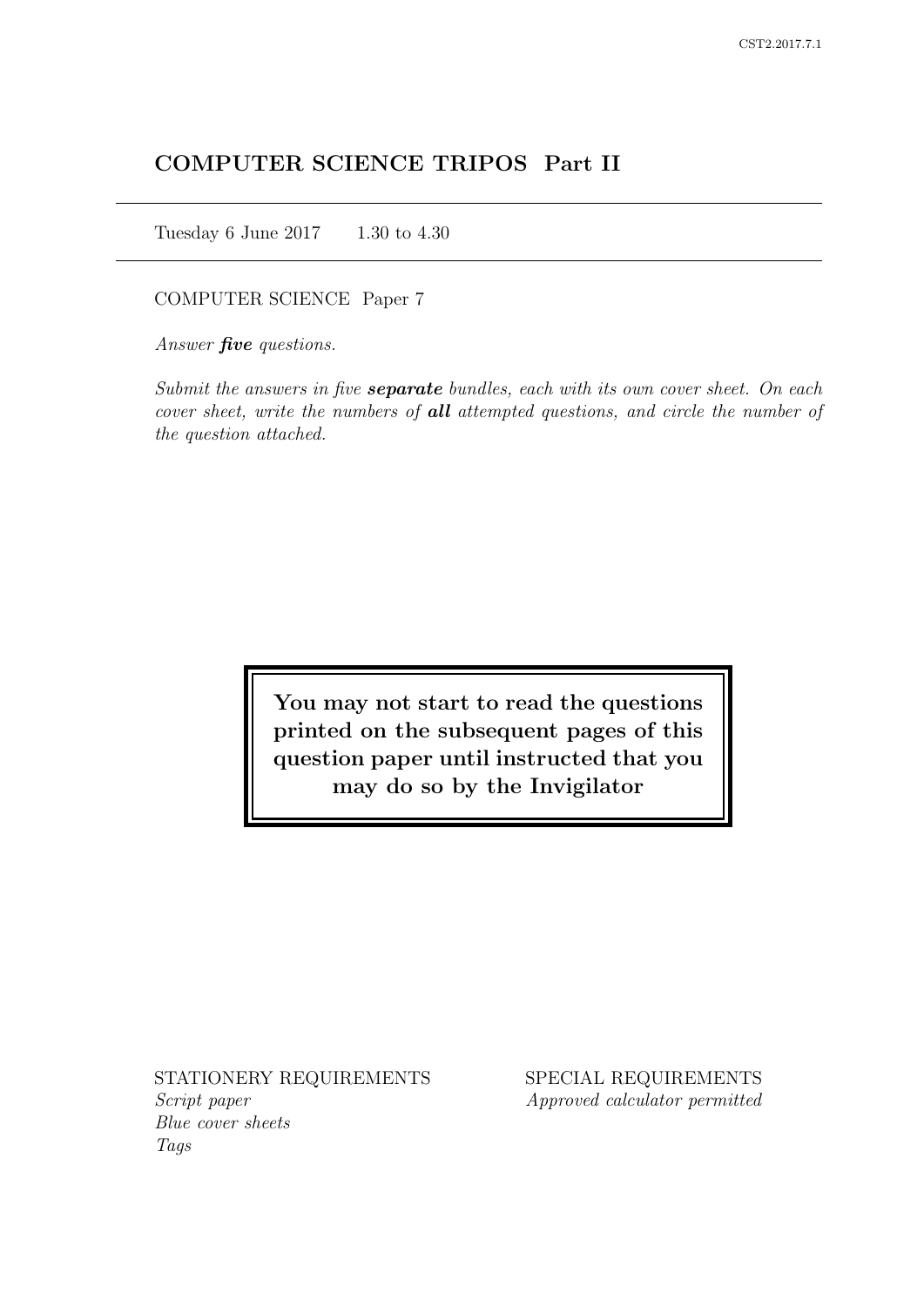# COMPUTER SCIENCE TRIPOS Part II

Tuesday 6 June 2017 1.30 to 4.30

COMPUTER SCIENCE Paper 7

*Answer **five** questions.*

*Submit the answers in five **separate** bundles, each with its own cover sheet. On each cover sheet, write the numbers of **all** attempted questions, and circle the number of the question attached.*

**You may not start to read the questions printed on the subsequent pages of this question paper until instructed that you may do so by the Invigilator**

STATIONERY REQUIREMENTS
*Script paper*
*Blue cover sheets*
*Tags*

SPECIAL REQUIREMENTS
*Approved calculator permitted*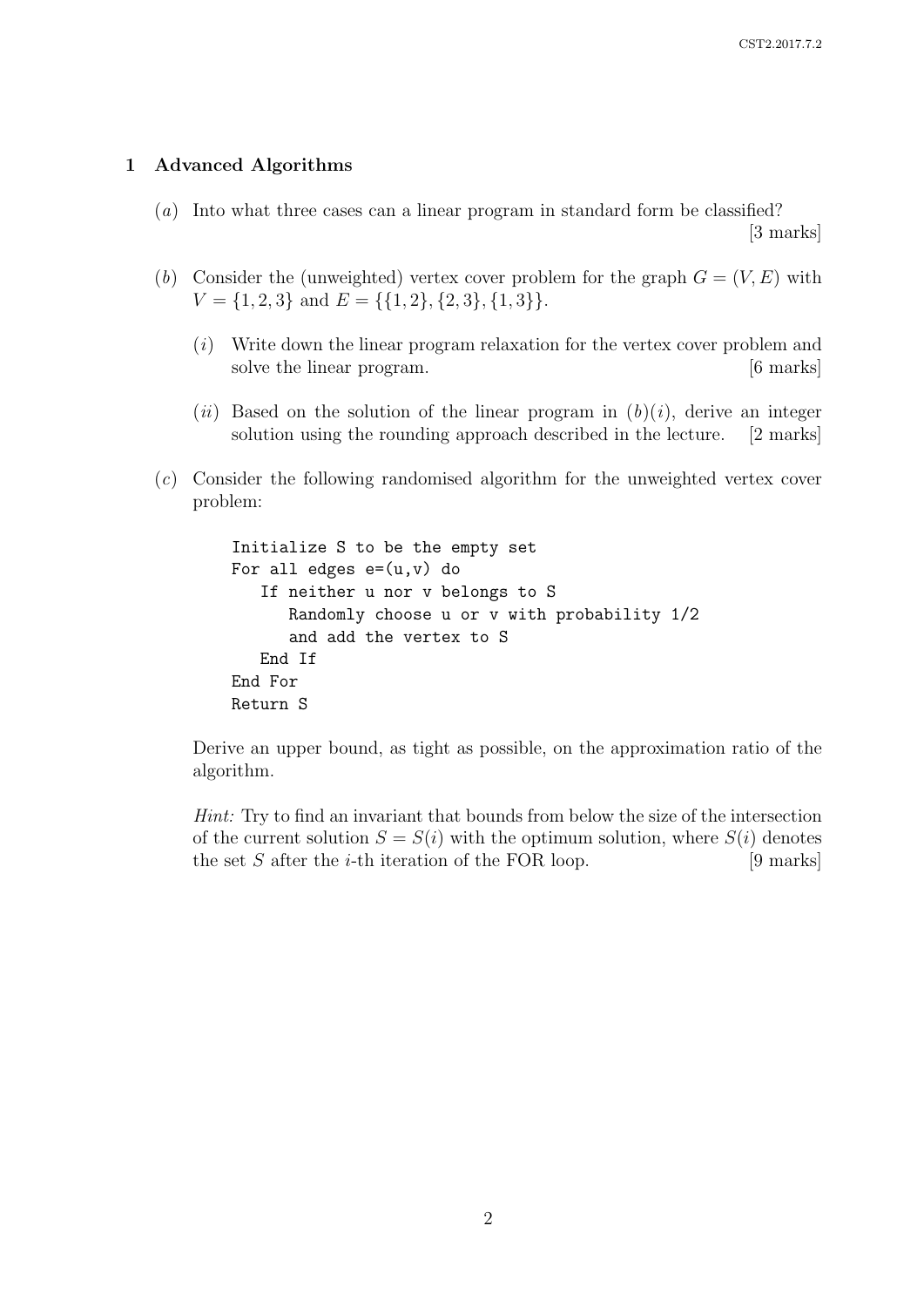## 1 Advanced Algorithms

(*a*) Into what three cases can a linear program in standard form be classified? [3 marks]

(*b*) Consider the (unweighted) vertex cover problem for the graph $G = (V, E)$ with $V = \{1, 2, 3\}$ and $E = \{\{1, 2\}, \{2, 3\}, \{1, 3\}\}$.

(*i*) Write down the linear program relaxation for the vertex cover problem and solve the linear program. [6 marks]

(*ii*) Based on the solution of the linear program in (*b*)(*i*), derive an integer solution using the rounding approach described in the lecture. [2 marks]

(*c*) Consider the following randomised algorithm for the unweighted vertex cover problem:

```
Initialize S to be the empty set
For all edges e=(u,v) do
   If neither u nor v belongs to S
      Randomly choose u or v with probability 1/2
      and add the vertex to S
   End If
End For
Return S
```

Derive an upper bound, as tight as possible, on the approximation ratio of the algorithm.

*Hint:* Try to find an invariant that bounds from below the size of the intersection of the current solution $S = S(i)$ with the optimum solution, where $S(i)$ denotes the set $S$ after the $i$-th iteration of the FOR loop. [9 marks]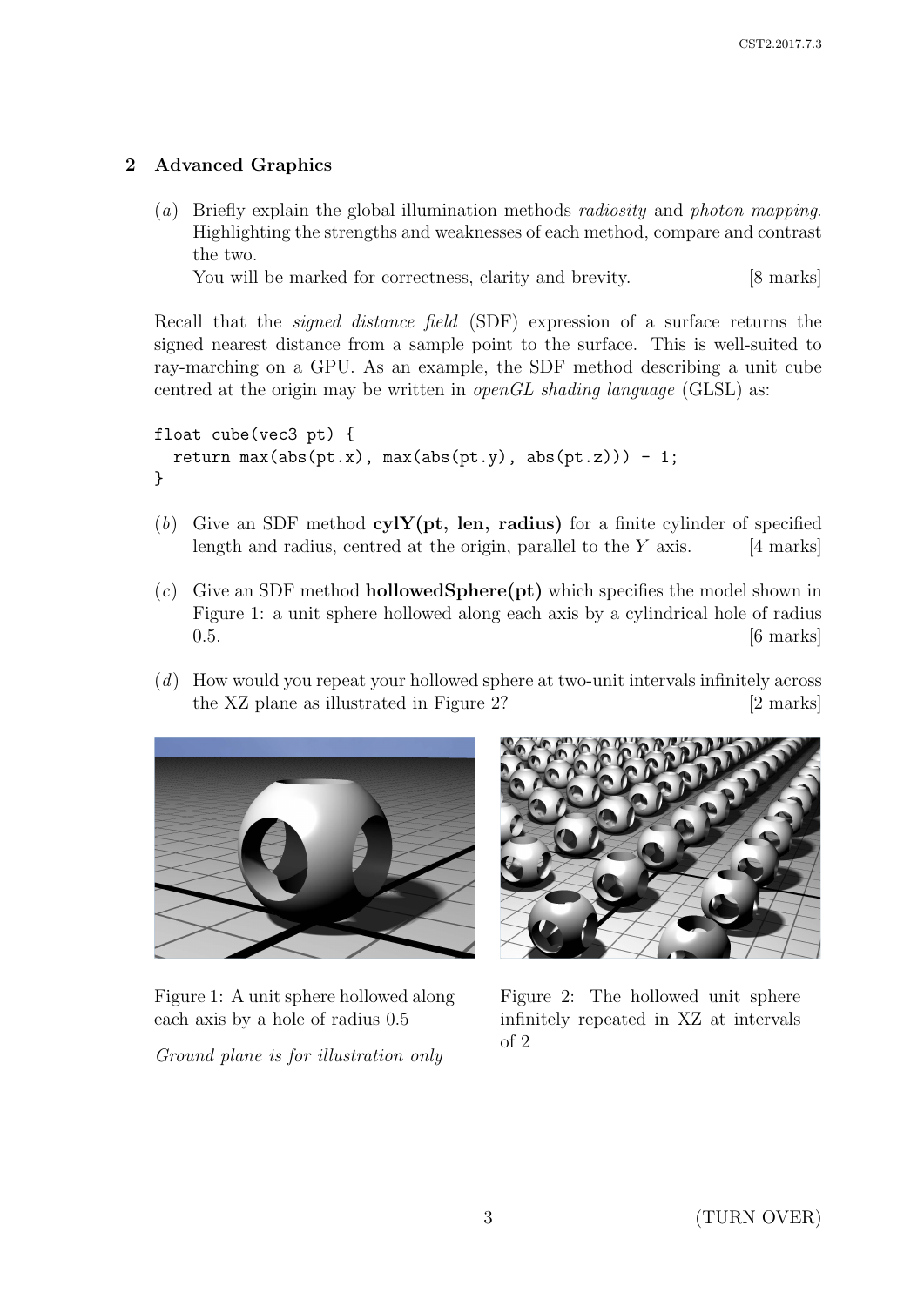## 2 Advanced Graphics

(*a*) Briefly explain the global illumination methods *radiosity* and *photon mapping*. Highlighting the strengths and weaknesses of each method, compare and contrast the two.
You will be marked for correctness, clarity and brevity. [8 marks]

Recall that the *signed distance field* (SDF) expression of a surface returns the signed nearest distance from a sample point to the surface. This is well-suited to ray-marching on a GPU. As an example, the SDF method describing a unit cube centred at the origin may be written in *openGL shading language* (GLSL) as:

```
float cube(vec3 pt) {
  return max(abs(pt.x), max(abs(pt.y), abs(pt.z))) - 1;
}
```

(*b*) Give an SDF method **cylY(pt, len, radius)** for a finite cylinder of specified length and radius, centred at the origin, parallel to the $Y$ axis. [4 marks]

(*c*) Give an SDF method **hollowedSphere(pt)** which specifies the model shown in Figure 1: a unit sphere hollowed along each axis by a cylindrical hole of radius 0.5. [6 marks]

(*d*) How would you repeat your hollowed sphere at two-unit intervals infinitely across the XZ plane as illustrated in Figure 2? [2 marks]

Figure 1: A unit sphere hollowed along each axis by a hole of radius 0.5

*Ground plane is for illustration only*

Figure 2: The hollowed unit sphere infinitely repeated in XZ at intervals of 2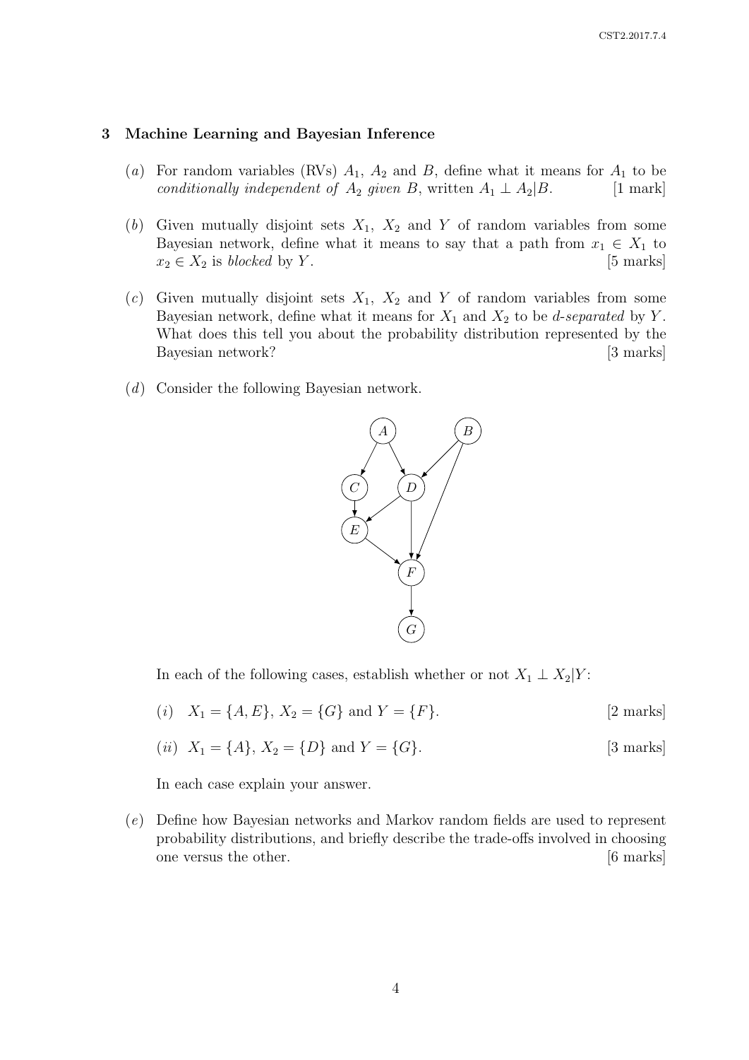## 3 Machine Learning and Bayesian Inference

(*a*) For random variables (RVs) $A_1$, $A_2$ and $B$, define what it means for $A_1$ to be *conditionally independent of* $A_2$ *given* $B$, written $A_1 \perp A_2 | B$. [1 mark]

(*b*) Given mutually disjoint sets $X_1$, $X_2$ and $Y$ of random variables from some Bayesian network, define what it means to say that a path from $x_1 \in X_1$ to $x_2 \in X_2$ is *blocked* by $Y$. [5 marks]

(*c*) Given mutually disjoint sets $X_1$, $X_2$ and $Y$ of random variables from some Bayesian network, define what it means for $X_1$ and $X_2$ to be *d-separated* by $Y$. What does this tell you about the probability distribution represented by the Bayesian network? [3 marks]

(*d*) Consider the following Bayesian network.

In each of the following cases, establish whether or not $X_1 \perp X_2 | Y$:

(*i*) $X_1 = \{A, E\}$, $X_2 = \{G\}$ and $Y = \{F\}$. [2 marks]

(*ii*) $X_1 = \{A\}$, $X_2 = \{D\}$ and $Y = \{G\}$. [3 marks]

In each case explain your answer.

(*e*) Define how Bayesian networks and Markov random fields are used to represent probability distributions, and briefly describe the trade-offs involved in choosing one versus the other. [6 marks]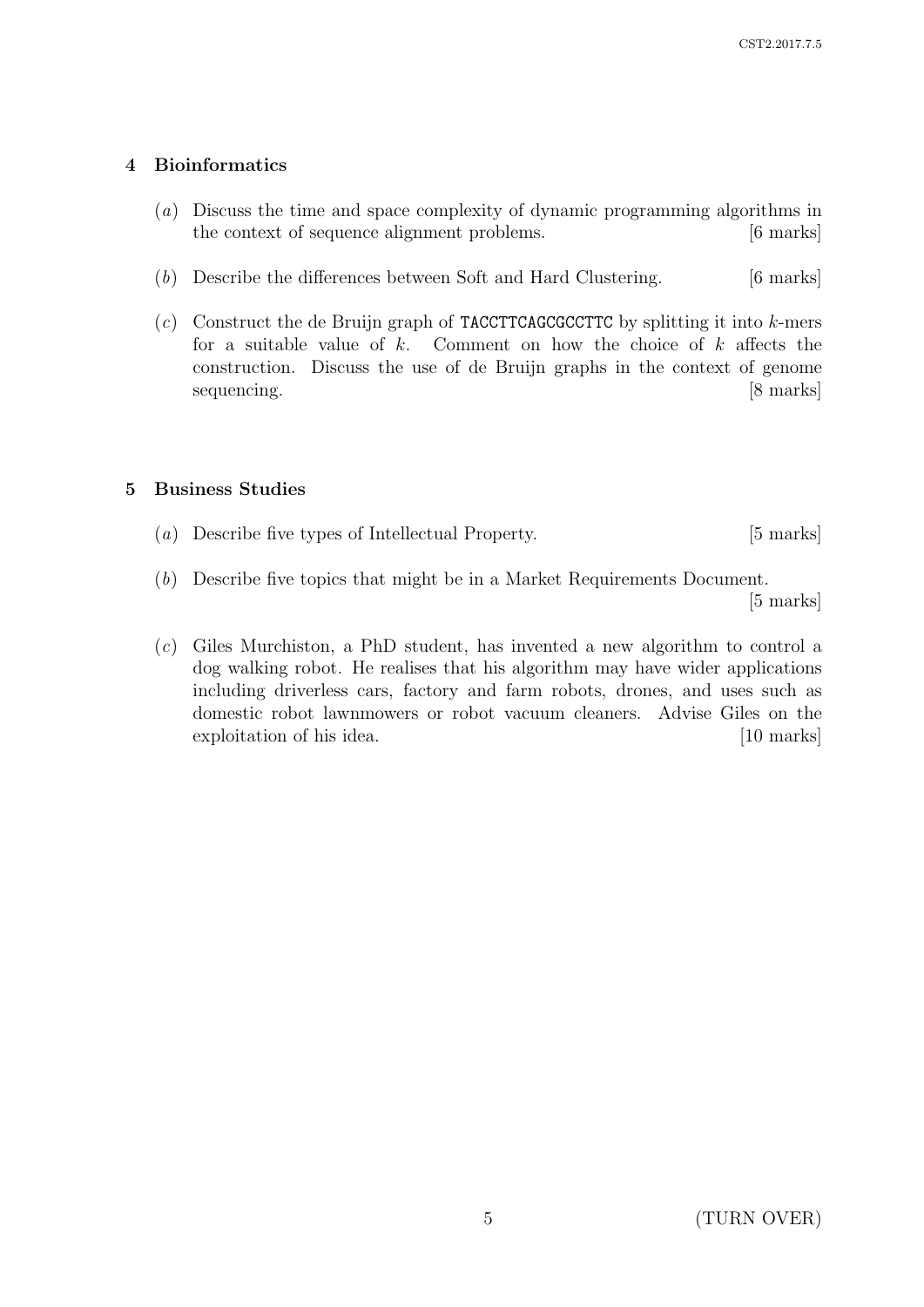## 4 Bioinformatics

(*a*) Discuss the time and space complexity of dynamic programming algorithms in the context of sequence alignment problems. [6 marks]

(*b*) Describe the differences between Soft and Hard Clustering. [6 marks]

(*c*) Construct the de Bruijn graph of `TACCTTCAGCGCCTTC` by splitting it into $k$-mers for a suitable value of $k$. Comment on how the choice of $k$ affects the construction. Discuss the use of de Bruijn graphs in the context of genome sequencing. [8 marks]

## 5 Business Studies

(*a*) Describe five types of Intellectual Property. [5 marks]

(*b*) Describe five topics that might be in a Market Requirements Document. [5 marks]

(*c*) Giles Murchiston, a PhD student, has invented a new algorithm to control a dog walking robot. He realises that his algorithm may have wider applications including driverless cars, factory and farm robots, drones, and uses such as domestic robot lawnmowers or robot vacuum cleaners. Advise Giles on the exploitation of his idea. [10 marks]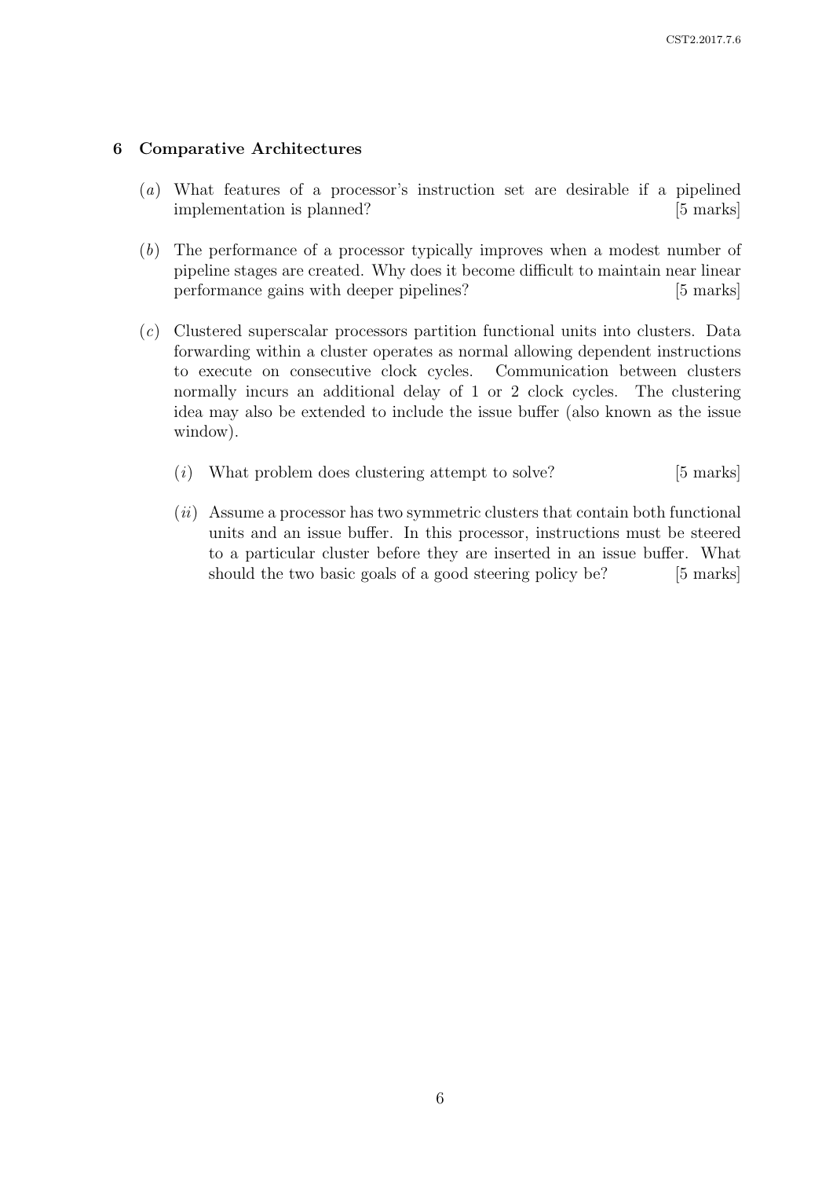## 6 Comparative Architectures

(*a*) What features of a processor's instruction set are desirable if a pipelined implementation is planned? [5 marks]

(*b*) The performance of a processor typically improves when a modest number of pipeline stages are created. Why does it become difficult to maintain near linear performance gains with deeper pipelines? [5 marks]

(*c*) Clustered superscalar processors partition functional units into clusters. Data forwarding within a cluster operates as normal allowing dependent instructions to execute on consecutive clock cycles. Communication between clusters normally incurs an additional delay of 1 or 2 clock cycles. The clustering idea may also be extended to include the issue buffer (also known as the issue window).

(*i*) What problem does clustering attempt to solve? [5 marks]

(*ii*) Assume a processor has two symmetric clusters that contain both functional units and an issue buffer. In this processor, instructions must be steered to a particular cluster before they are inserted in an issue buffer. What should the two basic goals of a good steering policy be? [5 marks]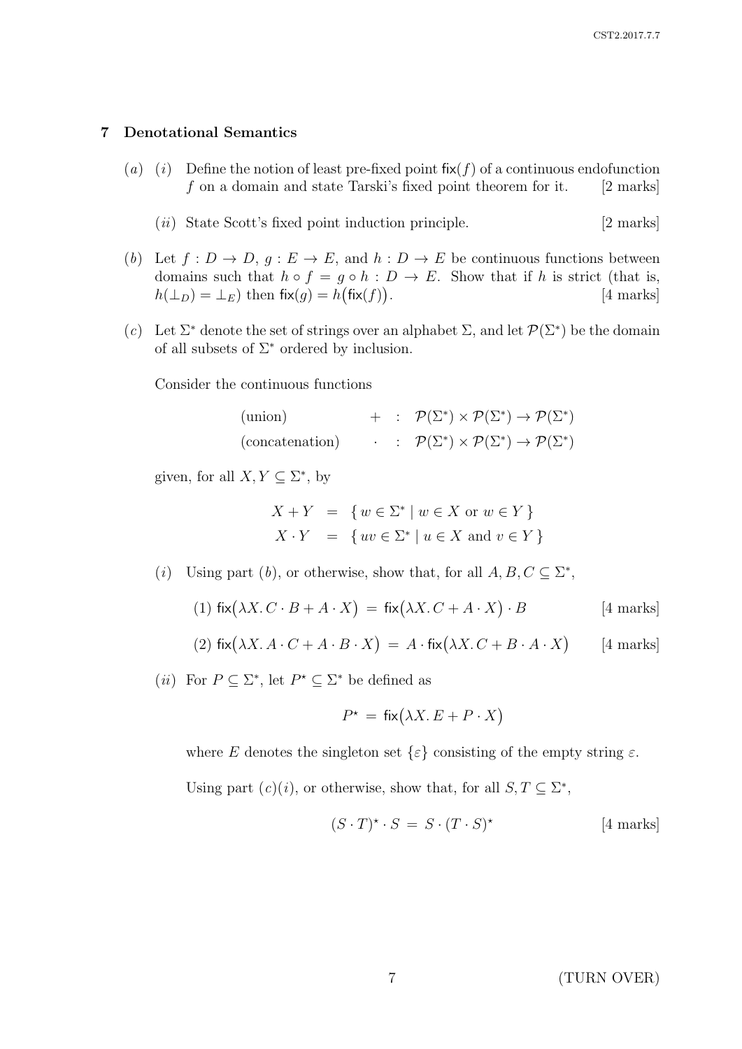## 7 Denotational Semantics

(*a*) (*i*) Define the notion of least pre-fixed point $\mathsf{fix}(f)$ of a continuous endofunction $f$ on a domain and state Tarski's fixed point theorem for it. [2 marks]

(*ii*) State Scott's fixed point induction principle. [2 marks]

(*b*) Let $f : D \to D$, $g : E \to E$, and $h : D \to E$ be continuous functions between domains such that $h \circ f = g \circ h : D \to E$. Show that if $h$ is strict (that is, $h(\bot_D) = \bot_E$) then $\mathsf{fix}(g) = h\big(\mathsf{fix}(f)\big)$. [4 marks]

(*c*) Let $\Sigma^*$ denote the set of strings over an alphabet $\Sigma$, and let $\mathcal{P}(\Sigma^*)$ be the domain of all subsets of $\Sigma^*$ ordered by inclusion.

Consider the continuous functions

$$
\begin{array}{lcl}
\text{(union)} & + & : \ \mathcal{P}(\Sigma^*) \times \mathcal{P}(\Sigma^*) \to \mathcal{P}(\Sigma^*) \\
\text{(concatenation)} & \cdot & : \ \mathcal{P}(\Sigma^*) \times \mathcal{P}(\Sigma^*) \to \mathcal{P}(\Sigma^*)
\end{array}
$$

given, for all $X, Y \subseteq \Sigma^*$, by

$$
\begin{aligned}
X + Y &= \{\, w \in \Sigma^* \mid w \in X \text{ or } w \in Y \,\} \\
X \cdot Y &= \{\, uv \in \Sigma^* \mid u \in X \text{ and } v \in Y \,\}
\end{aligned}
$$

(*i*) Using part (*b*), or otherwise, show that, for all $A, B, C \subseteq \Sigma^*$,

(1) $\mathsf{fix}\big(\lambda X.\, C \cdot B + A \cdot X\big) \;=\; \mathsf{fix}\big(\lambda X.\, C + A \cdot X\big) \cdot B$ [4 marks]

(2) $\mathsf{fix}\big(\lambda X.\, A \cdot C + A \cdot B \cdot X\big) \;=\; A \cdot \mathsf{fix}\big(\lambda X.\, C + B \cdot A \cdot X\big)$ [4 marks]

(*ii*) For $P \subseteq \Sigma^*$, let $P^\star \subseteq \Sigma^*$ be defined as

$$P^\star \;=\; \mathsf{fix}\big(\lambda X.\, E + P \cdot X\big)$$

where $E$ denotes the singleton set $\{\varepsilon\}$ consisting of the empty string $\varepsilon$.

Using part (*c*)(*i*), or otherwise, show that, for all $S, T \subseteq \Sigma^*$,

$$(S \cdot T)^\star \cdot S \;=\; S \cdot (T \cdot S)^\star$$

[4 marks]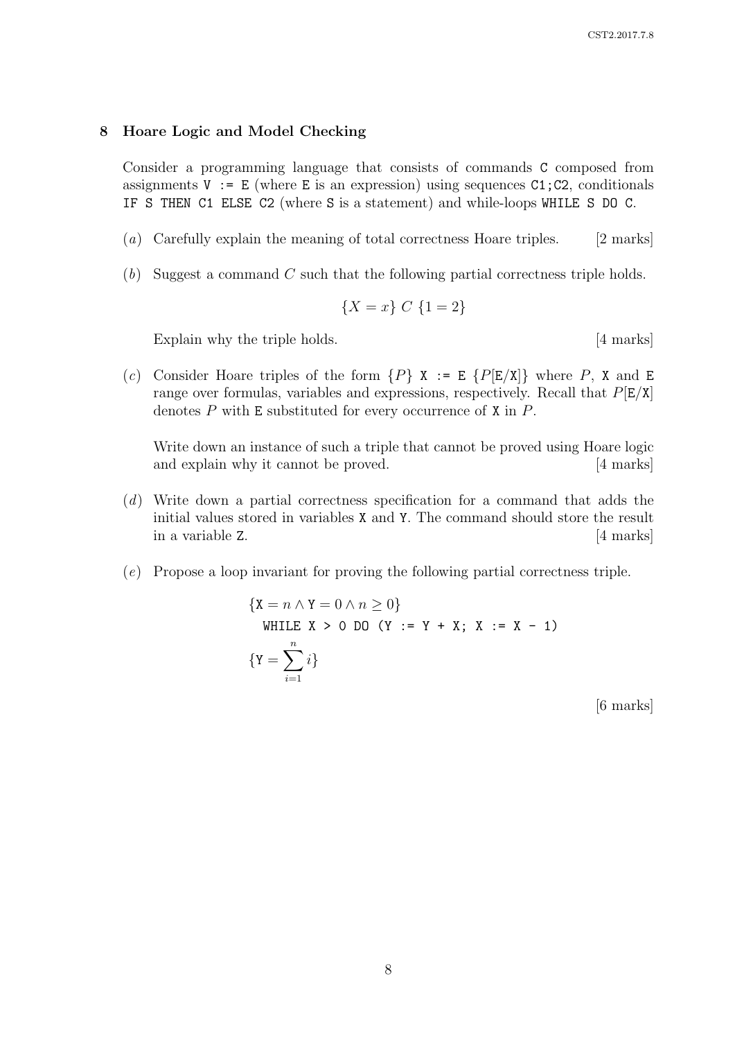## 8 Hoare Logic and Model Checking

Consider a programming language that consists of commands `C` composed from assignments `V := E` (where `E` is an expression) using sequences `C1;C2`, conditionals `IF S THEN C1 ELSE C2` (where `S` is a statement) and while-loops `WHILE S DO C`.

(*a*) Carefully explain the meaning of total correctness Hoare triples. [2 marks]

(*b*) Suggest a command $C$ such that the following partial correctness triple holds.

$$\{X = x\}\ C\ \{1 = 2\}$$

Explain why the triple holds. [4 marks]

(*c*) Consider Hoare triples of the form $\{P\}$ `X := E` $\{P[\mathtt{E}/\mathtt{X}]\}$ where $P$, `X` and `E` range over formulas, variables and expressions, respectively. Recall that $P[\mathtt{E}/\mathtt{X}]$ denotes $P$ with `E` substituted for every occurrence of `X` in $P$.

Write down an instance of such a triple that cannot be proved using Hoare logic and explain why it cannot be proved. [4 marks]

(*d*) Write down a partial correctness specification for a command that adds the initial values stored in variables `X` and `Y`. The command should store the result in a variable `Z`. [4 marks]

(*e*) Propose a loop invariant for proving the following partial correctness triple.

$$\{\mathtt{X} = n \wedge \mathtt{Y} = 0 \wedge n \geq 0\}$$

```
WHILE X > 0 DO (Y := Y + X; X := X - 1)
```

$$\{\mathtt{Y} = \sum_{i=1}^{n} i\}$$

[6 marks]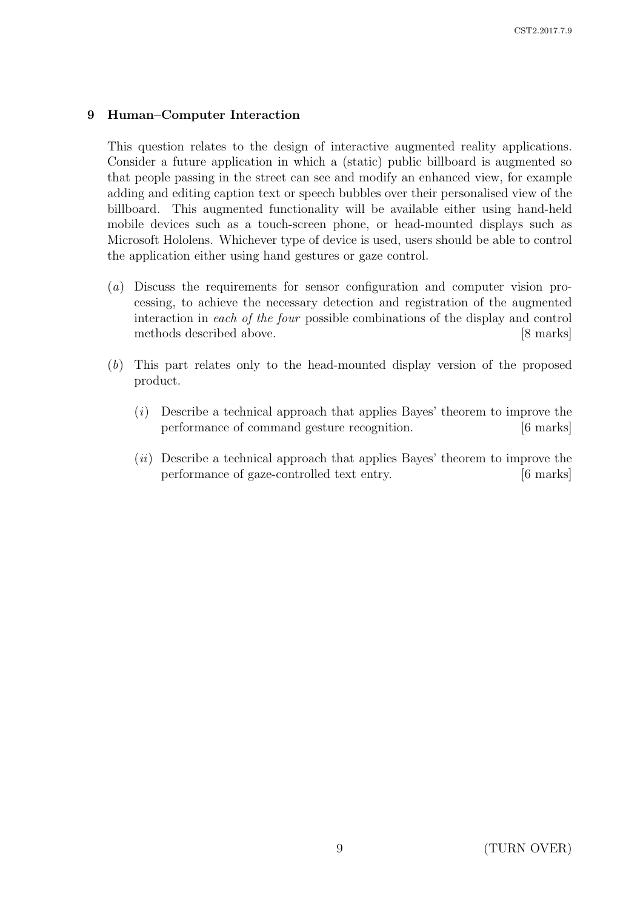## 9 Human–Computer Interaction

This question relates to the design of interactive augmented reality applications. Consider a future application in which a (static) public billboard is augmented so that people passing in the street can see and modify an enhanced view, for example adding and editing caption text or speech bubbles over their personalised view of the billboard. This augmented functionality will be available either using hand-held mobile devices such as a touch-screen phone, or head-mounted displays such as Microsoft Hololens. Whichever type of device is used, users should be able to control the application either using hand gestures or gaze control.

(*a*) Discuss the requirements for sensor configuration and computer vision processing, to achieve the necessary detection and registration of the augmented interaction in *each of the four* possible combinations of the display and control methods described above. [8 marks]

(*b*) This part relates only to the head-mounted display version of the proposed product.

(*i*) Describe a technical approach that applies Bayes' theorem to improve the performance of command gesture recognition. [6 marks]

(*ii*) Describe a technical approach that applies Bayes' theorem to improve the performance of gaze-controlled text entry. [6 marks]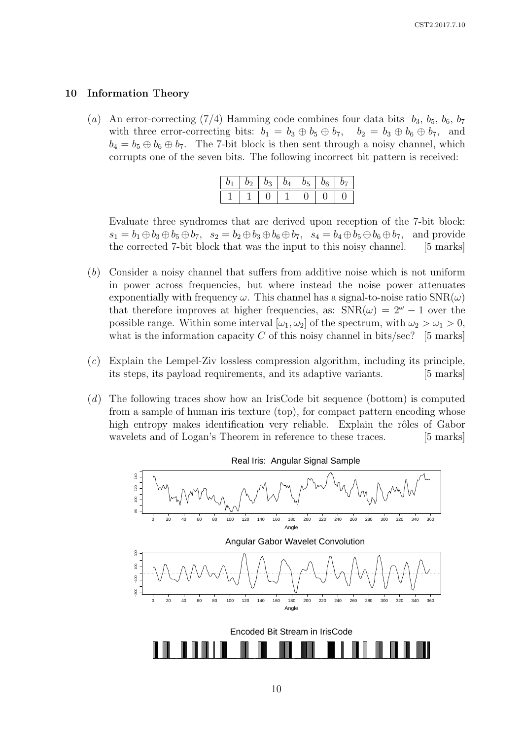## 10 Information Theory

(*a*) An error-correcting (7/4) Hamming code combines four data bits $b_3$, $b_5$, $b_6$, $b_7$ with three error-correcting bits: $b_1 = b_3 \oplus b_5 \oplus b_7$, $b_2 = b_3 \oplus b_6 \oplus b_7$, and $b_4 = b_5 \oplus b_6 \oplus b_7$. The 7-bit block is then sent through a noisy channel, which corrupts one of the seven bits. The following incorrect bit pattern is received:

| $b_1$ | $b_2$ | $b_3$ | $b_4$ | $b_5$ | $b_6$ | $b_7$ |
|---|---|---|---|---|---|---|
| 1 | 1 | 0 | 1 | 0 | 0 | 0 |

Evaluate three syndromes that are derived upon reception of the 7-bit block: $s_1 = b_1 \oplus b_3 \oplus b_5 \oplus b_7$, $s_2 = b_2 \oplus b_3 \oplus b_6 \oplus b_7$, $s_4 = b_4 \oplus b_5 \oplus b_6 \oplus b_7$, and provide the corrected 7-bit block that was the input to this noisy channel. [5 marks]

(*b*) Consider a noisy channel that suffers from additive noise which is not uniform in power across frequencies, but where instead the noise power attenuates exponentially with frequency $\omega$. This channel has a signal-to-noise ratio $\text{SNR}(\omega)$ that therefore improves at higher frequencies, as: $\text{SNR}(\omega) = 2^{\omega} - 1$ over the possible range. Within some interval $[\omega_1, \omega_2]$ of the spectrum, with $\omega_2 > \omega_1 > 0$, what is the information capacity $C$ of this noisy channel in bits/sec? [5 marks]

(*c*) Explain the Lempel-Ziv lossless compression algorithm, including its principle, its steps, its payload requirements, and its adaptive variants. [5 marks]

(*d*) The following traces show how an IrisCode bit sequence (bottom) is computed from a sample of human iris texture (top), for compact pattern encoding whose high entropy makes identification very reliable. Explain the rôles of Gabor wavelets and of Logan's Theorem in reference to these traces. [5 marks]

Real Iris: Angular Signal Sample

Angular Gabor Wavelet Convolution

Encoded Bit Stream in IrisCode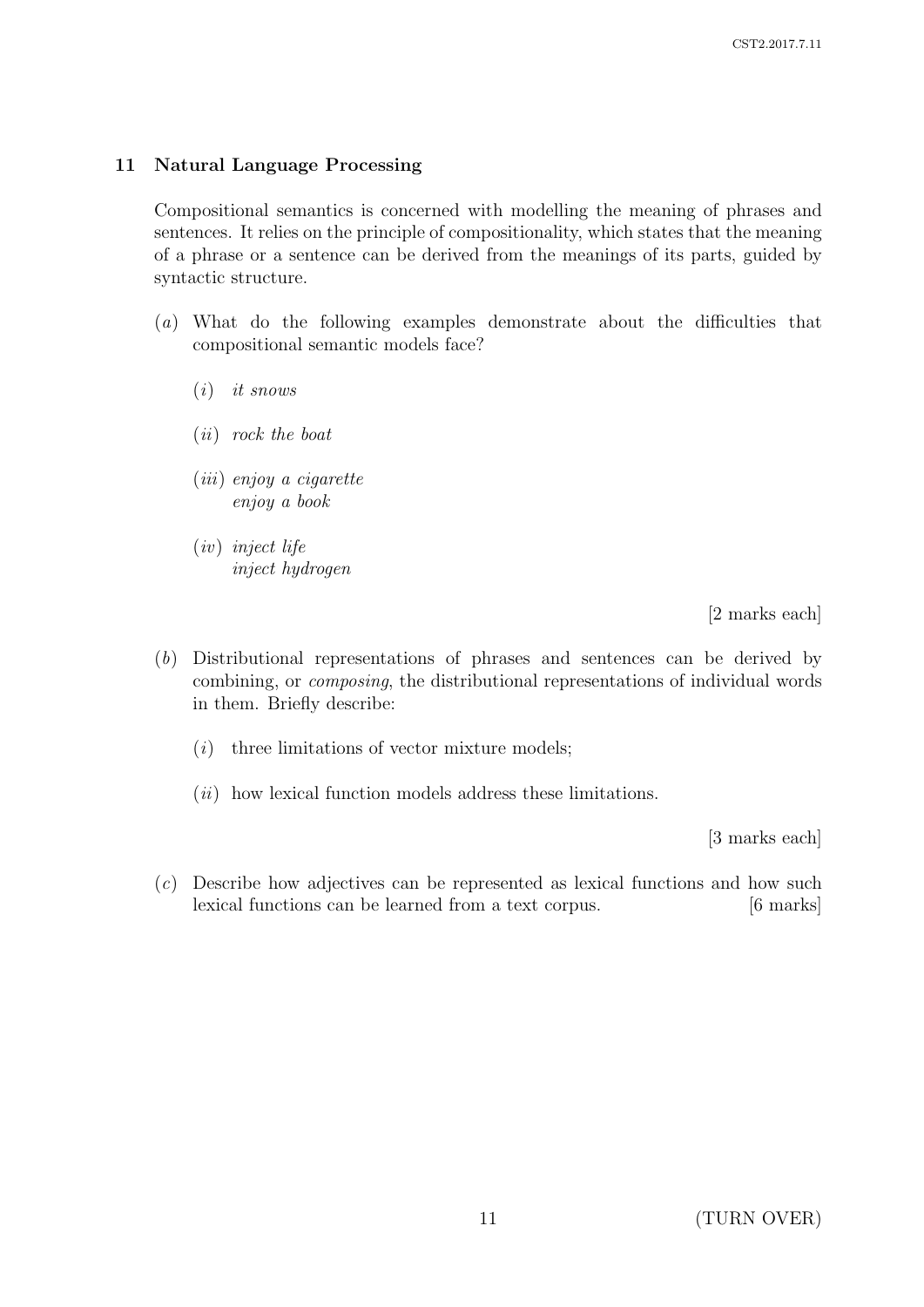## 11 Natural Language Processing

Compositional semantics is concerned with modelling the meaning of phrases and sentences. It relies on the principle of compositionality, which states that the meaning of a phrase or a sentence can be derived from the meanings of its parts, guided by syntactic structure.

(*a*) What do the following examples demonstrate about the difficulties that compositional semantic models face?

(*i*) *it snows*

(*ii*) *rock the boat*

(*iii*) *enjoy a cigarette*
*enjoy a book*

(*iv*) *inject life*
*inject hydrogen*

[2 marks each]

(*b*) Distributional representations of phrases and sentences can be derived by combining, or *composing*, the distributional representations of individual words in them. Briefly describe:

(*i*) three limitations of vector mixture models;

(*ii*) how lexical function models address these limitations.

[3 marks each]

(*c*) Describe how adjectives can be represented as lexical functions and how such lexical functions can be learned from a text corpus. [6 marks]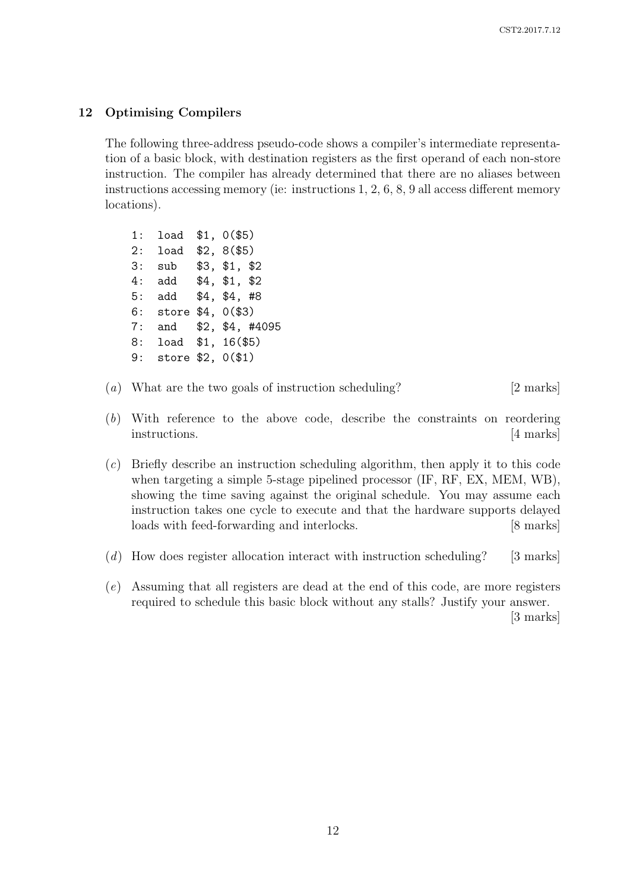## 12 Optimising Compilers

The following three-address pseudo-code shows a compiler's intermediate representation of a basic block, with destination registers as the first operand of each non-store instruction. The compiler has already determined that there are no aliases between instructions accessing memory (ie: instructions 1, 2, 6, 8, 9 all access different memory locations).

```
1:  load  $1, 0($5)
2:  load  $2, 8($5)
3:  sub   $3, $1, $2
4:  add   $4, $1, $2
5:  add   $4, $4, #8
6:  store $4, 0($3)
7:  and   $2, $4, #4095
8:  load  $1, 16($5)
9:  store $2, 0($1)
```

(*a*) What are the two goals of instruction scheduling? [2 marks]

(*b*) With reference to the above code, describe the constraints on reordering instructions. [4 marks]

(*c*) Briefly describe an instruction scheduling algorithm, then apply it to this code when targeting a simple 5-stage pipelined processor (IF, RF, EX, MEM, WB), showing the time saving against the original schedule. You may assume each instruction takes one cycle to execute and that the hardware supports delayed loads with feed-forwarding and interlocks. [8 marks]

(*d*) How does register allocation interact with instruction scheduling? [3 marks]

(*e*) Assuming that all registers are dead at the end of this code, are more registers required to schedule this basic block without any stalls? Justify your answer. [3 marks]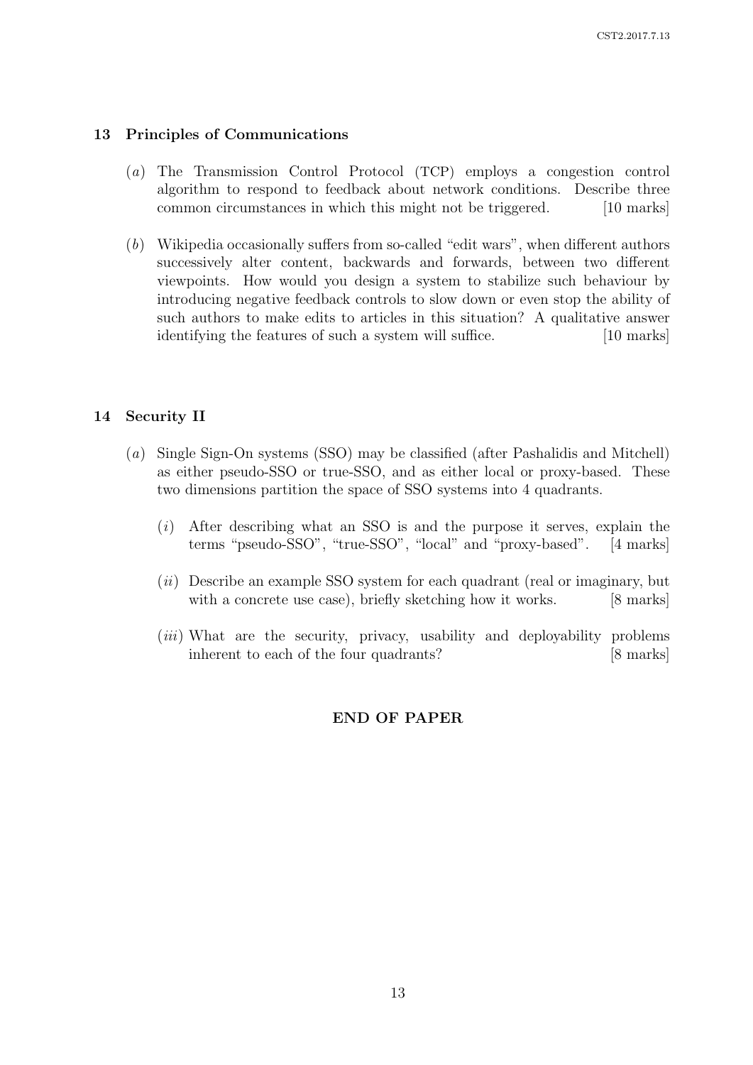## 13 Principles of Communications

(*a*) The Transmission Control Protocol (TCP) employs a congestion control algorithm to respond to feedback about network conditions. Describe three common circumstances in which this might not be triggered. [10 marks]

(*b*) Wikipedia occasionally suffers from so-called "edit wars", when different authors successively alter content, backwards and forwards, between two different viewpoints. How would you design a system to stabilize such behaviour by introducing negative feedback controls to slow down or even stop the ability of such authors to make edits to articles in this situation? A qualitative answer identifying the features of such a system will suffice. [10 marks]

## 14 Security II

(*a*) Single Sign-On systems (SSO) may be classified (after Pashalidis and Mitchell) as either pseudo-SSO or true-SSO, and as either local or proxy-based. These two dimensions partition the space of SSO systems into 4 quadrants.

(*i*) After describing what an SSO is and the purpose it serves, explain the terms "pseudo-SSO", "true-SSO", "local" and "proxy-based". [4 marks]

(*ii*) Describe an example SSO system for each quadrant (real or imaginary, but with a concrete use case), briefly sketching how it works. [8 marks]

(*iii*) What are the security, privacy, usability and deployability problems inherent to each of the four quadrants? [8 marks]

**END OF PAPER**